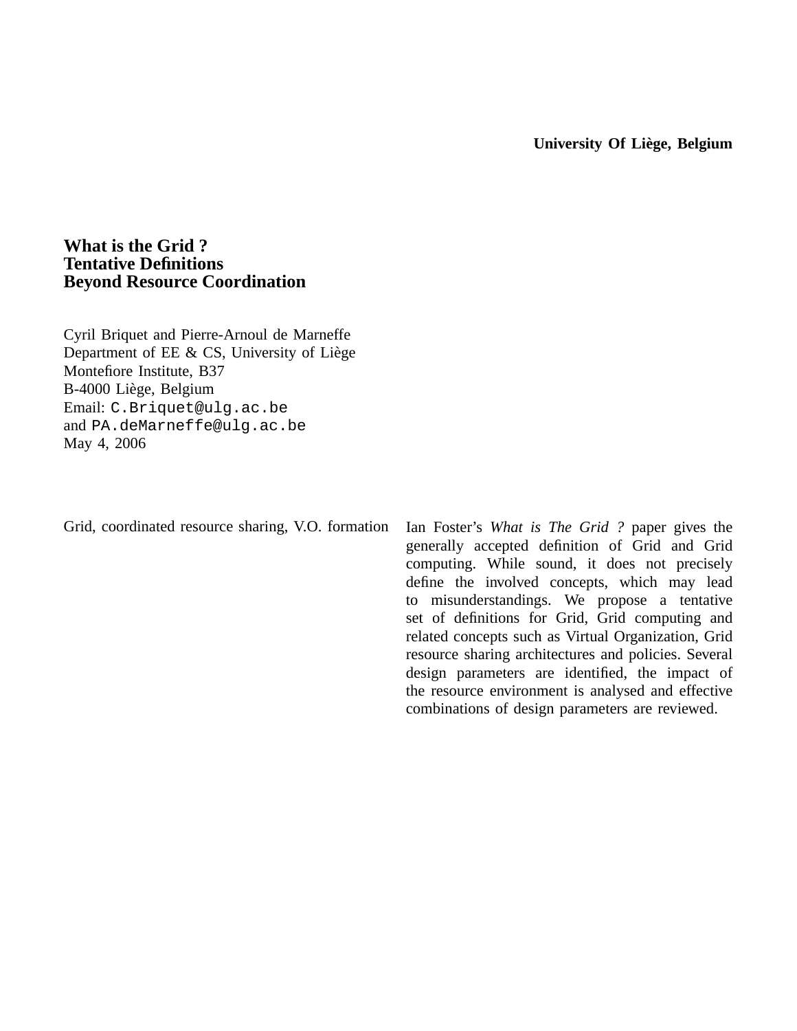**University Of Liège, Belgium**

# What is the Grid ?
# Tentative Definitions
# Beyond Resource Coordination

Cyril Briquet and Pierre-Arnoul de Marneffe
Department of EE & CS, University of Liège
Montefiore Institute, B37
B-4000 Liège, Belgium
Email: C.Briquet@ulg.ac.be
and PA.deMarneffe@ulg.ac.be
May 4, 2006

Grid, coordinated resource sharing, V.O. formation

Ian Foster's *What is The Grid ?* paper gives the generally accepted definition of Grid and Grid computing. While sound, it does not precisely define the involved concepts, which may lead to misunderstandings. We propose a tentative set of definitions for Grid, Grid computing and related concepts such as Virtual Organization, Grid resource sharing architectures and policies. Several design parameters are identified, the impact of the resource environment is analysed and effective combinations of design parameters are reviewed.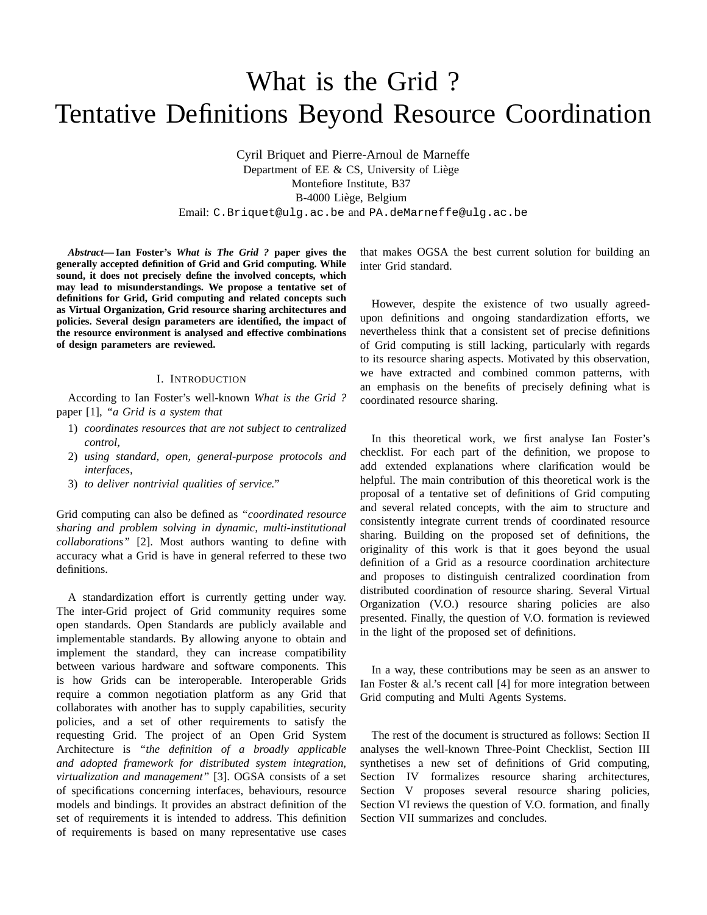# What is the Grid ? Tentative Definitions Beyond Resource Coordination

Cyril Briquet and Pierre-Arnoul de Marneffe
Department of EE & CS, University of Liège
Montefiore Institute, B37
B-4000 Liège, Belgium
Email: C.Briquet@ulg.ac.be and PA.deMarneffe@ulg.ac.be

***Abstract*— Ian Foster's *What is The Grid ?* paper gives the generally accepted definition of Grid and Grid computing. While sound, it does not precisely define the involved concepts, which may lead to misunderstandings. We propose a tentative set of definitions for Grid, Grid computing and related concepts such as Virtual Organization, Grid resource sharing architectures and policies. Several design parameters are identified, the impact of the resource environment is analysed and effective combinations of design parameters are reviewed.**

## I. Introduction

According to Ian Foster's well-known *What is the Grid ?* paper [1], *"a Grid is a system that*

1) *coordinates resources that are not subject to centralized control,*
2) *using standard, open, general-purpose protocols and interfaces,*
3) *to deliver nontrivial qualities of service."*

Grid computing can also be defined as *"coordinated resource sharing and problem solving in dynamic, multi-institutional collaborations"* [2]. Most authors wanting to define with accuracy what a Grid is have in general referred to these two definitions.

A standardization effort is currently getting under way. The inter-Grid project of Grid community requires some open standards. Open Standards are publicly available and implementable standards. By allowing anyone to obtain and implement the standard, they can increase compatibility between various hardware and software components. This is how Grids can be interoperable. Interoperable Grids require a common negotiation platform as any Grid that collaborates with another has to supply capabilities, security policies, and a set of other requirements to satisfy the requesting Grid. The project of an Open Grid System Architecture is *"the definition of a broadly applicable and adopted framework for distributed system integration, virtualization and management"* [3]. OGSA consists of a set of specifications concerning interfaces, behaviours, resource models and bindings. It provides an abstract definition of the set of requirements it is intended to address. This definition of requirements is based on many representative use cases that makes OGSA the best current solution for building an inter Grid standard.

However, despite the existence of two usually agreed-upon definitions and ongoing standardization efforts, we nevertheless think that a consistent set of precise definitions of Grid computing is still lacking, particularly with regards to its resource sharing aspects. Motivated by this observation, we have extracted and combined common patterns, with an emphasis on the benefits of precisely defining what is coordinated resource sharing.

In this theoretical work, we first analyse Ian Foster's checklist. For each part of the definition, we propose to add extended explanations where clarification would be helpful. The main contribution of this theoretical work is the proposal of a tentative set of definitions of Grid computing and several related concepts, with the aim to structure and consistently integrate current trends of coordinated resource sharing. Building on the proposed set of definitions, the originality of this work is that it goes beyond the usual definition of a Grid as a resource coordination architecture and proposes to distinguish centralized coordination from distributed coordination of resource sharing. Several Virtual Organization (V.O.) resource sharing policies are also presented. Finally, the question of V.O. formation is reviewed in the light of the proposed set of definitions.

In a way, these contributions may be seen as an answer to Ian Foster & al.'s recent call [4] for more integration between Grid computing and Multi Agents Systems.

The rest of the document is structured as follows: Section II analyses the well-known Three-Point Checklist, Section III synthetises a new set of definitions of Grid computing, Section IV formalizes resource sharing architectures, Section V proposes several resource sharing policies, Section VI reviews the question of V.O. formation, and finally Section VII summarizes and concludes.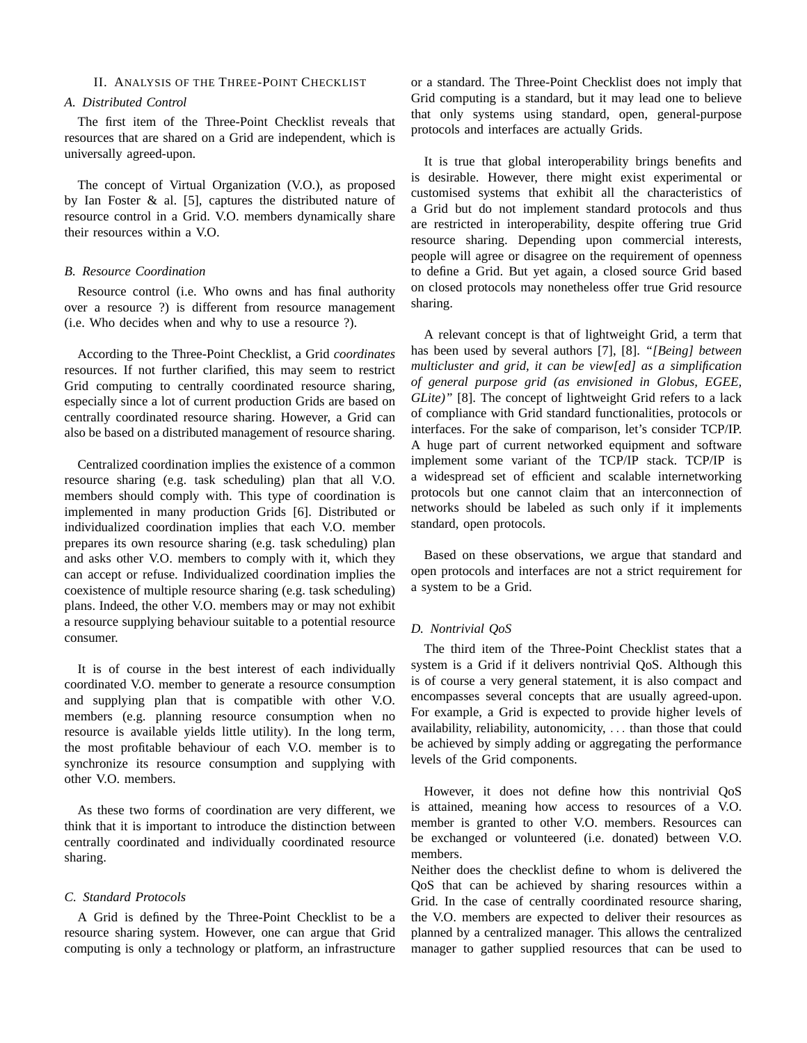## II. Analysis of the Three-Point Checklist

### A. Distributed Control

The first item of the Three-Point Checklist reveals that resources that are shared on a Grid are independent, which is universally agreed-upon.

The concept of Virtual Organization (V.O.), as proposed by Ian Foster & al. [5], captures the distributed nature of resource control in a Grid. V.O. members dynamically share their resources within a V.O.

### B. Resource Coordination

Resource control (i.e. Who owns and has final authority over a resource ?) is different from resource management (i.e. Who decides when and why to use a resource ?).

According to the Three-Point Checklist, a Grid *coordinates* resources. If not further clarified, this may seem to restrict Grid computing to centrally coordinated resource sharing, especially since a lot of current production Grids are based on centrally coordinated resource sharing. However, a Grid can also be based on a distributed management of resource sharing.

Centralized coordination implies the existence of a common resource sharing (e.g. task scheduling) plan that all V.O. members should comply with. This type of coordination is implemented in many production Grids [6]. Distributed or individualized coordination implies that each V.O. member prepares its own resource sharing (e.g. task scheduling) plan and asks other V.O. members to comply with it, which they can accept or refuse. Individualized coordination implies the coexistence of multiple resource sharing (e.g. task scheduling) plans. Indeed, the other V.O. members may or may not exhibit a resource supplying behaviour suitable to a potential resource consumer.

It is of course in the best interest of each individually coordinated V.O. member to generate a resource consumption and supplying plan that is compatible with other V.O. members (e.g. planning resource consumption when no resource is available yields little utility). In the long term, the most profitable behaviour of each V.O. member is to synchronize its resource consumption and supplying with other V.O. members.

As these two forms of coordination are very different, we think that it is important to introduce the distinction between centrally coordinated and individually coordinated resource sharing.

### C. Standard Protocols

A Grid is defined by the Three-Point Checklist to be a resource sharing system. However, one can argue that Grid computing is only a technology or platform, an infrastructure or a standard. The Three-Point Checklist does not imply that Grid computing is a standard, but it may lead one to believe that only systems using standard, open, general-purpose protocols and interfaces are actually Grids.

It is true that global interoperability brings benefits and is desirable. However, there might exist experimental or customised systems that exhibit all the characteristics of a Grid but do not implement standard protocols and thus are restricted in interoperability, despite offering true Grid resource sharing. Depending upon commercial interests, people will agree or disagree on the requirement of openness to define a Grid. But yet again, a closed source Grid based on closed protocols may nonetheless offer true Grid resource sharing.

A relevant concept is that of lightweight Grid, a term that has been used by several authors [7], [8]. *"[Being] between multicluster and grid, it can be view[ed] as a simplification of general purpose grid (as envisioned in Globus, EGEE, GLite)"* [8]. The concept of lightweight Grid refers to a lack of compliance with Grid standard functionalities, protocols or interfaces. For the sake of comparison, let's consider TCP/IP. A huge part of current networked equipment and software implement some variant of the TCP/IP stack. TCP/IP is a widespread set of efficient and scalable internetworking protocols but one cannot claim that an interconnection of networks should be labeled as such only if it implements standard, open protocols.

Based on these observations, we argue that standard and open protocols and interfaces are not a strict requirement for a system to be a Grid.

### D. Nontrivial QoS

The third item of the Three-Point Checklist states that a system is a Grid if it delivers nontrivial QoS. Although this is of course a very general statement, it is also compact and encompasses several concepts that are usually agreed-upon. For example, a Grid is expected to provide higher levels of availability, reliability, autonomicity, . . . than those that could be achieved by simply adding or aggregating the performance levels of the Grid components.

However, it does not define how this nontrivial QoS is attained, meaning how access to resources of a V.O. member is granted to other V.O. members. Resources can be exchanged or volunteered (i.e. donated) between V.O. members.
Neither does the checklist define to whom is delivered the QoS that can be achieved by sharing resources within a Grid. In the case of centrally coordinated resource sharing, the V.O. members are expected to deliver their resources as planned by a centralized manager. This allows the centralized manager to gather supplied resources that can be used to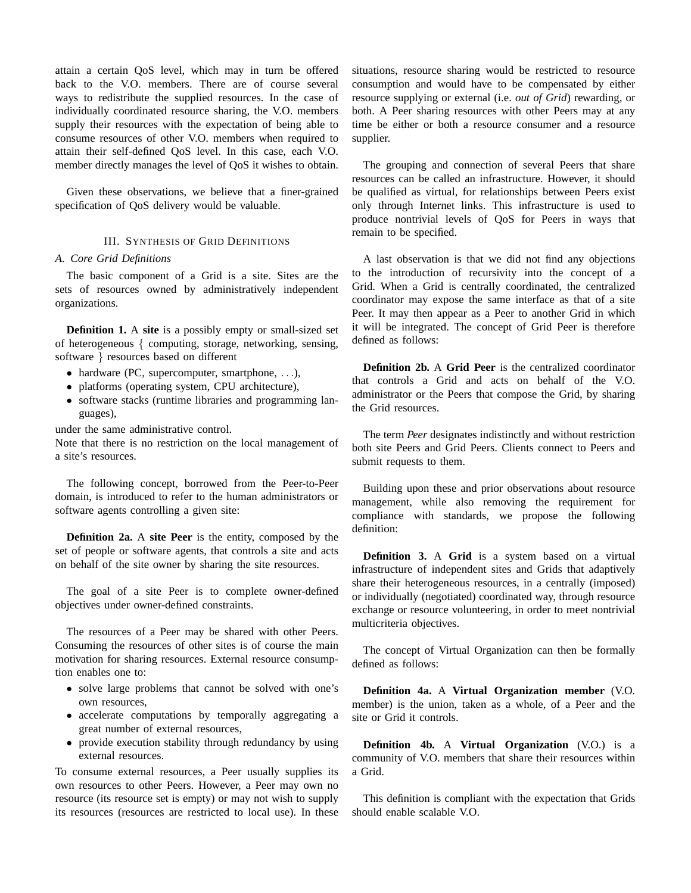attain a certain QoS level, which may in turn be offered back to the V.O. members. There are of course several ways to redistribute the supplied resources. In the case of individually coordinated resource sharing, the V.O. members supply their resources with the expectation of being able to consume resources of other V.O. members when required to attain their self-defined QoS level. In this case, each V.O. member directly manages the level of QoS it wishes to obtain.

Given these observations, we believe that a finer-grained specification of QoS delivery would be valuable.

## III. Synthesis of Grid Definitions

### A. Core Grid Definitions

The basic component of a Grid is a site. Sites are the sets of resources owned by administratively independent organizations.

**Definition 1.** A **site** is a possibly empty or small-sized set of heterogeneous { computing, storage, networking, sensing, software } resources based on different

- hardware (PC, supercomputer, smartphone, ...),
- platforms (operating system, CPU architecture),
- software stacks (runtime libraries and programming languages),

under the same administrative control.
Note that there is no restriction on the local management of a site's resources.

The following concept, borrowed from the Peer-to-Peer domain, is introduced to refer to the human administrators or software agents controlling a given site:

**Definition 2a.** A **site Peer** is the entity, composed by the set of people or software agents, that controls a site and acts on behalf of the site owner by sharing the site resources.

The goal of a site Peer is to complete owner-defined objectives under owner-defined constraints.

The resources of a Peer may be shared with other Peers. Consuming the resources of other sites is of course the main motivation for sharing resources. External resource consumption enables one to:

- solve large problems that cannot be solved with one's own resources,
- accelerate computations by temporally aggregating a great number of external resources,
- provide execution stability through redundancy by using external resources.

To consume external resources, a Peer usually supplies its own resources to other Peers. However, a Peer may own no resource (its resource set is empty) or may not wish to supply its resources (resources are restricted to local use). In these situations, resource sharing would be restricted to resource consumption and would have to be compensated by either resource supplying or external (i.e. *out of Grid*) rewarding, or both. A Peer sharing resources with other Peers may at any time be either or both a resource consumer and a resource supplier.

The grouping and connection of several Peers that share resources can be called an infrastructure. However, it should be qualified as virtual, for relationships between Peers exist only through Internet links. This infrastructure is used to produce nontrivial levels of QoS for Peers in ways that remain to be specified.

A last observation is that we did not find any objections to the introduction of recursivity into the concept of a Grid. When a Grid is centrally coordinated, the centralized coordinator may expose the same interface as that of a site Peer. It may then appear as a Peer to another Grid in which it will be integrated. The concept of Grid Peer is therefore defined as follows:

**Definition 2b.** A **Grid Peer** is the centralized coordinator that controls a Grid and acts on behalf of the V.O. administrator or the Peers that compose the Grid, by sharing the Grid resources.

The term *Peer* designates indistinctly and without restriction both site Peers and Grid Peers. Clients connect to Peers and submit requests to them.

Building upon these and prior observations about resource management, while also removing the requirement for compliance with standards, we propose the following definition:

**Definition 3.** A **Grid** is a system based on a virtual infrastructure of independent sites and Grids that adaptively share their heterogeneous resources, in a centrally (imposed) or individually (negotiated) coordinated way, through resource exchange or resource volunteering, in order to meet nontrivial multicriteria objectives.

The concept of Virtual Organization can then be formally defined as follows:

**Definition 4a.** A **Virtual Organization member** (V.O. member) is the union, taken as a whole, of a Peer and the site or Grid it controls.

**Definition 4b.** A **Virtual Organization** (V.O.) is a community of V.O. members that share their resources within a Grid.

This definition is compliant with the expectation that Grids should enable scalable V.O.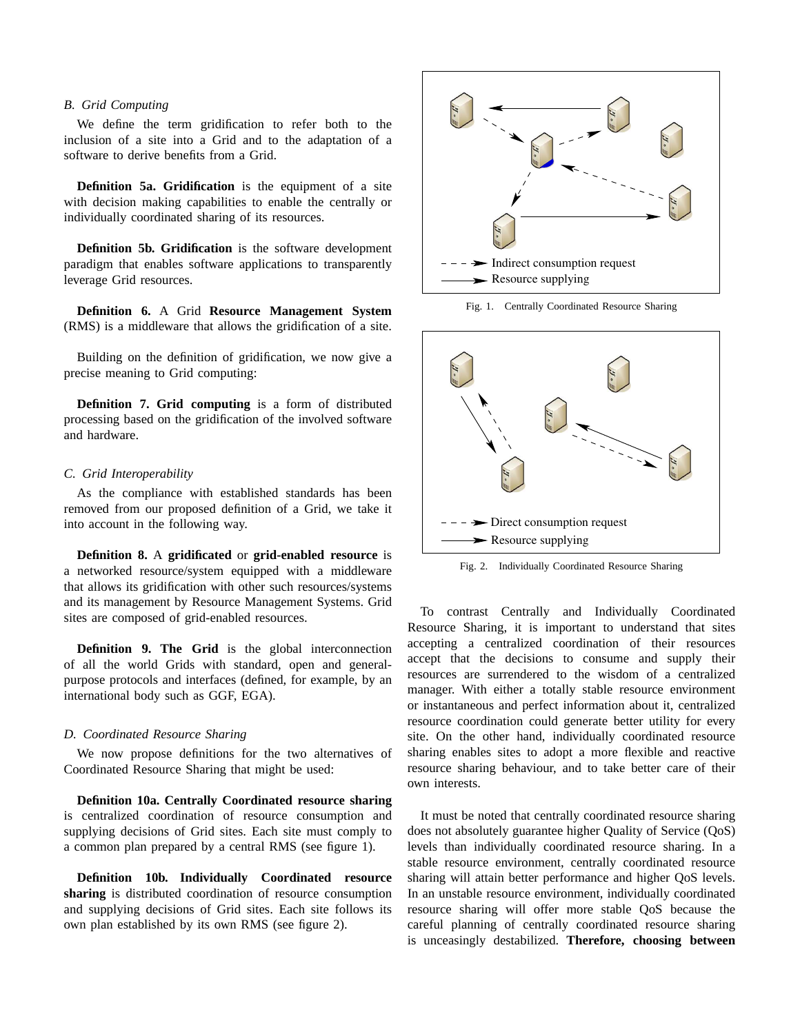### B. Grid Computing

We define the term gridification to refer both to the inclusion of a site into a Grid and to the adaptation of a software to derive benefits from a Grid.

**Definition 5a. Gridification** is the equipment of a site with decision making capabilities to enable the centrally or individually coordinated sharing of its resources.

**Definition 5b. Gridification** is the software development paradigm that enables software applications to transparently leverage Grid resources.

**Definition 6.** A Grid **Resource Management System** (RMS) is a middleware that allows the gridification of a site.

Building on the definition of gridification, we now give a precise meaning to Grid computing:

**Definition 7. Grid computing** is a form of distributed processing based on the gridification of the involved software and hardware.

### C. Grid Interoperability

As the compliance with established standards has been removed from our proposed definition of a Grid, we take it into account in the following way.

**Definition 8.** A **gridificated** or **grid-enabled resource** is a networked resource/system equipped with a middleware that allows its gridification with other such resources/systems and its management by Resource Management Systems. Grid sites are composed of grid-enabled resources.

**Definition 9. The Grid** is the global interconnection of all the world Grids with standard, open and general-purpose protocols and interfaces (defined, for example, by an international body such as GGF, EGA).

### D. Coordinated Resource Sharing

We now propose definitions for the two alternatives of Coordinated Resource Sharing that might be used:

**Definition 10a. Centrally Coordinated resource sharing** is centralized coordination of resource consumption and supplying decisions of Grid sites. Each site must comply to a common plan prepared by a central RMS (see figure 1).

**Definition 10b. Individually Coordinated resource sharing** is distributed coordination of resource consumption and supplying decisions of Grid sites. Each site follows its own plan established by its own RMS (see figure 2).

Indirect consumption request
Resource supplying

Fig. 1. Centrally Coordinated Resource Sharing

Direct consumption request
Resource supplying

Fig. 2. Individually Coordinated Resource Sharing

To contrast Centrally and Individually Coordinated Resource Sharing, it is important to understand that sites accepting a centralized coordination of their resources accept that the decisions to consume and supply their resources are surrendered to the wisdom of a centralized manager. With either a totally stable resource environment or instantaneous and perfect information about it, centralized resource coordination could generate better utility for every site. On the other hand, individually coordinated resource sharing enables sites to adopt a more flexible and reactive resource sharing behaviour, and to take better care of their own interests.

It must be noted that centrally coordinated resource sharing does not absolutely guarantee higher Quality of Service (QoS) levels than individually coordinated resource sharing. In a stable resource environment, centrally coordinated resource sharing will attain better performance and higher QoS levels. In an unstable resource environment, individually coordinated resource sharing will offer more stable QoS because the careful planning of centrally coordinated resource sharing is unceasingly destabilized. **Therefore, choosing between**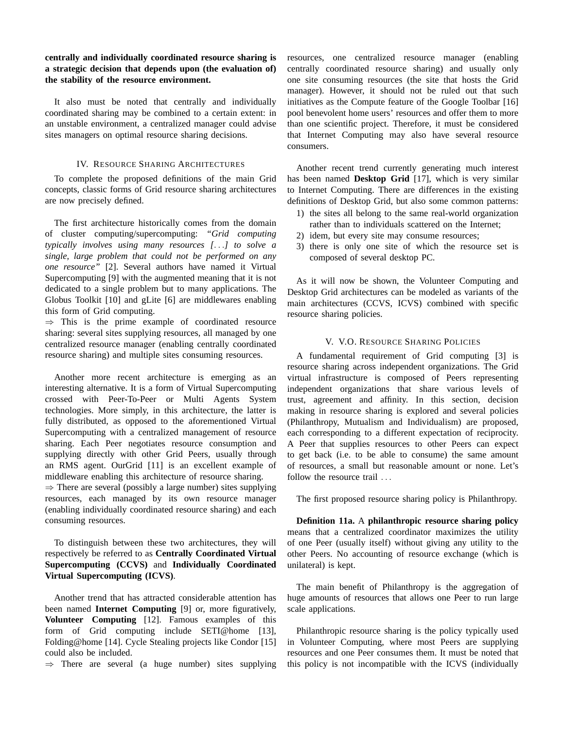**centrally and individually coordinated resource sharing is a strategic decision that depends upon (the evaluation of) the stability of the resource environment.**

It also must be noted that centrally and individually coordinated sharing may be combined to a certain extent: in an unstable environment, a centralized manager could advise sites managers on optimal resource sharing decisions.

## IV. Resource Sharing Architectures

To complete the proposed definitions of the main Grid concepts, classic forms of Grid resource sharing architectures are now precisely defined.

The first architecture historically comes from the domain of cluster computing/supercomputing: *"Grid computing typically involves using many resources [. . .] to solve a single, large problem that could not be performed on any one resource"* [2]. Several authors have named it Virtual Supercomputing [9] with the augmented meaning that it is not dedicated to a single problem but to many applications. The Globus Toolkit [10] and gLite [6] are middlewares enabling this form of Grid computing.
⇒ This is the prime example of coordinated resource sharing: several sites supplying resources, all managed by one centralized resource manager (enabling centrally coordinated resource sharing) and multiple sites consuming resources.

Another more recent architecture is emerging as an interesting alternative. It is a form of Virtual Supercomputing crossed with Peer-To-Peer or Multi Agents System technologies. More simply, in this architecture, the latter is fully distributed, as opposed to the aforementioned Virtual Supercomputing with a centralized management of resource sharing. Each Peer negotiates resource consumption and supplying directly with other Grid Peers, usually through an RMS agent. OurGrid [11] is an excellent example of middleware enabling this architecture of resource sharing.
⇒ There are several (possibly a large number) sites supplying resources, each managed by its own resource manager (enabling individually coordinated resource sharing) and each consuming resources.

To distinguish between these two architectures, they will respectively be referred to as **Centrally Coordinated Virtual Supercomputing (CCVS)** and **Individually Coordinated Virtual Supercomputing (ICVS)**.

Another trend that has attracted considerable attention has been named **Internet Computing** [9] or, more figuratively, **Volunteer Computing** [12]. Famous examples of this form of Grid computing include SETI@home [13], Folding@home [14]. Cycle Stealing projects like Condor [15] could also be included.
⇒ There are several (a huge number) sites supplying resources, one centralized resource manager (enabling centrally coordinated resource sharing) and usually only one site consuming resources (the site that hosts the Grid manager). However, it should not be ruled out that such initiatives as the Compute feature of the Google Toolbar [16] pool benevolent home users' resources and offer them to more than one scientific project. Therefore, it must be considered that Internet Computing may also have several resource consumers.

Another recent trend currently generating much interest has been named **Desktop Grid** [17], which is very similar to Internet Computing. There are differences in the existing definitions of Desktop Grid, but also some common patterns:

1) the sites all belong to the same real-world organization rather than to individuals scattered on the Internet;
2) idem, but every site may consume resources;
3) there is only one site of which the resource set is composed of several desktop PC.

As it will now be shown, the Volunteer Computing and Desktop Grid architectures can be modeled as variants of the main architectures (CCVS, ICVS) combined with specific resource sharing policies.

## V. V.O. Resource Sharing Policies

A fundamental requirement of Grid computing [3] is resource sharing across independent organizations. The Grid virtual infrastructure is composed of Peers representing independent organizations that share various levels of trust, agreement and affinity. In this section, decision making in resource sharing is explored and several policies (Philanthropy, Mutualism and Individualism) are proposed, each corresponding to a different expectation of reciprocity. A Peer that supplies resources to other Peers can expect to get back (i.e. to be able to consume) the same amount of resources, a small but reasonable amount or none. Let's follow the resource trail . . .

The first proposed resource sharing policy is Philanthropy.

**Definition 11a.** A **philanthropic resource sharing policy** means that a centralized coordinator maximizes the utility of one Peer (usually itself) without giving any utility to the other Peers. No accounting of resource exchange (which is unilateral) is kept.

The main benefit of Philanthropy is the aggregation of huge amounts of resources that allows one Peer to run large scale applications.

Philanthropic resource sharing is the policy typically used in Volunteer Computing, where most Peers are supplying resources and one Peer consumes them. It must be noted that this policy is not incompatible with the ICVS (individually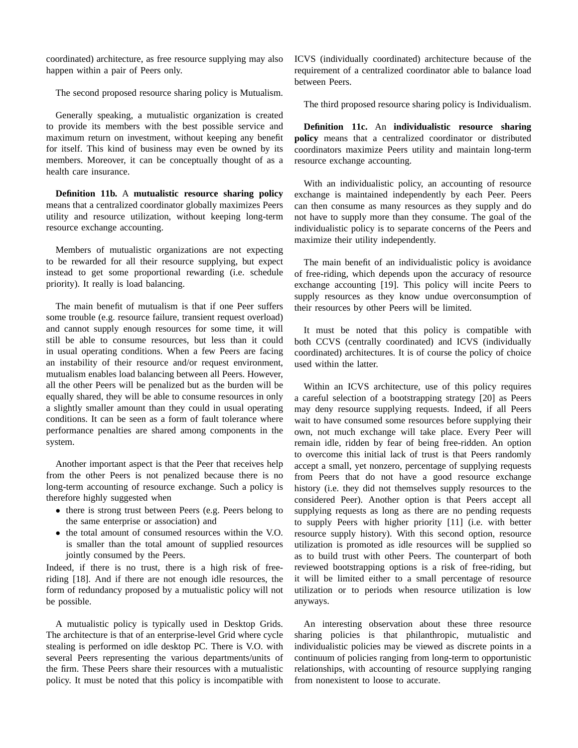coordinated) architecture, as free resource supplying may also happen within a pair of Peers only.

The second proposed resource sharing policy is Mutualism.

Generally speaking, a mutualistic organization is created to provide its members with the best possible service and maximum return on investment, without keeping any benefit for itself. This kind of business may even be owned by its members. Moreover, it can be conceptually thought of as a health care insurance.

**Definition 11b.** A **mutualistic resource sharing policy** means that a centralized coordinator globally maximizes Peers utility and resource utilization, without keeping long-term resource exchange accounting.

Members of mutualistic organizations are not expecting to be rewarded for all their resource supplying, but expect instead to get some proportional rewarding (i.e. schedule priority). It really is load balancing.

The main benefit of mutualism is that if one Peer suffers some trouble (e.g. resource failure, transient request overload) and cannot supply enough resources for some time, it will still be able to consume resources, but less than it could in usual operating conditions. When a few Peers are facing an instability of their resource and/or request environment, mutualism enables load balancing between all Peers. However, all the other Peers will be penalized but as the burden will be equally shared, they will be able to consume resources in only a slightly smaller amount than they could in usual operating conditions. It can be seen as a form of fault tolerance where performance penalties are shared among components in the system.

Another important aspect is that the Peer that receives help from the other Peers is not penalized because there is no long-term accounting of resource exchange. Such a policy is therefore highly suggested when

- there is strong trust between Peers (e.g. Peers belong to the same enterprise or association) and
- the total amount of consumed resources within the V.O. is smaller than the total amount of supplied resources jointly consumed by the Peers.

Indeed, if there is no trust, there is a high risk of free-riding [18]. And if there are not enough idle resources, the form of redundancy proposed by a mutualistic policy will not be possible.

A mutualistic policy is typically used in Desktop Grids. The architecture is that of an enterprise-level Grid where cycle stealing is performed on idle desktop PC. There is V.O. with several Peers representing the various departments/units of the firm. These Peers share their resources with a mutualistic policy. It must be noted that this policy is incompatible with ICVS (individually coordinated) architecture because of the requirement of a centralized coordinator able to balance load between Peers.

The third proposed resource sharing policy is Individualism.

**Definition 11c.** An **individualistic resource sharing policy** means that a centralized coordinator or distributed coordinators maximize Peers utility and maintain long-term resource exchange accounting.

With an individualistic policy, an accounting of resource exchange is maintained independently by each Peer. Peers can then consume as many resources as they supply and do not have to supply more than they consume. The goal of the individualistic policy is to separate concerns of the Peers and maximize their utility independently.

The main benefit of an individualistic policy is avoidance of free-riding, which depends upon the accuracy of resource exchange accounting [19]. This policy will incite Peers to supply resources as they know undue overconsumption of their resources by other Peers will be limited.

It must be noted that this policy is compatible with both CCVS (centrally coordinated) and ICVS (individually coordinated) architectures. It is of course the policy of choice used within the latter.

Within an ICVS architecture, use of this policy requires a careful selection of a bootstrapping strategy [20] as Peers may deny resource supplying requests. Indeed, if all Peers wait to have consumed some resources before supplying their own, not much exchange will take place. Every Peer will remain idle, ridden by fear of being free-ridden. An option to overcome this initial lack of trust is that Peers randomly accept a small, yet nonzero, percentage of supplying requests from Peers that do not have a good resource exchange history (i.e. they did not themselves supply resources to the considered Peer). Another option is that Peers accept all supplying requests as long as there are no pending requests to supply Peers with higher priority [11] (i.e. with better resource supply history). With this second option, resource utilization is promoted as idle resources will be supplied so as to build trust with other Peers. The counterpart of both reviewed bootstrapping options is a risk of free-riding, but it will be limited either to a small percentage of resource utilization or to periods when resource utilization is low anyways.

An interesting observation about these three resource sharing policies is that philanthropic, mutualistic and individualistic policies may be viewed as discrete points in a continuum of policies ranging from long-term to opportunistic relationships, with accounting of resource supplying ranging from nonexistent to loose to accurate.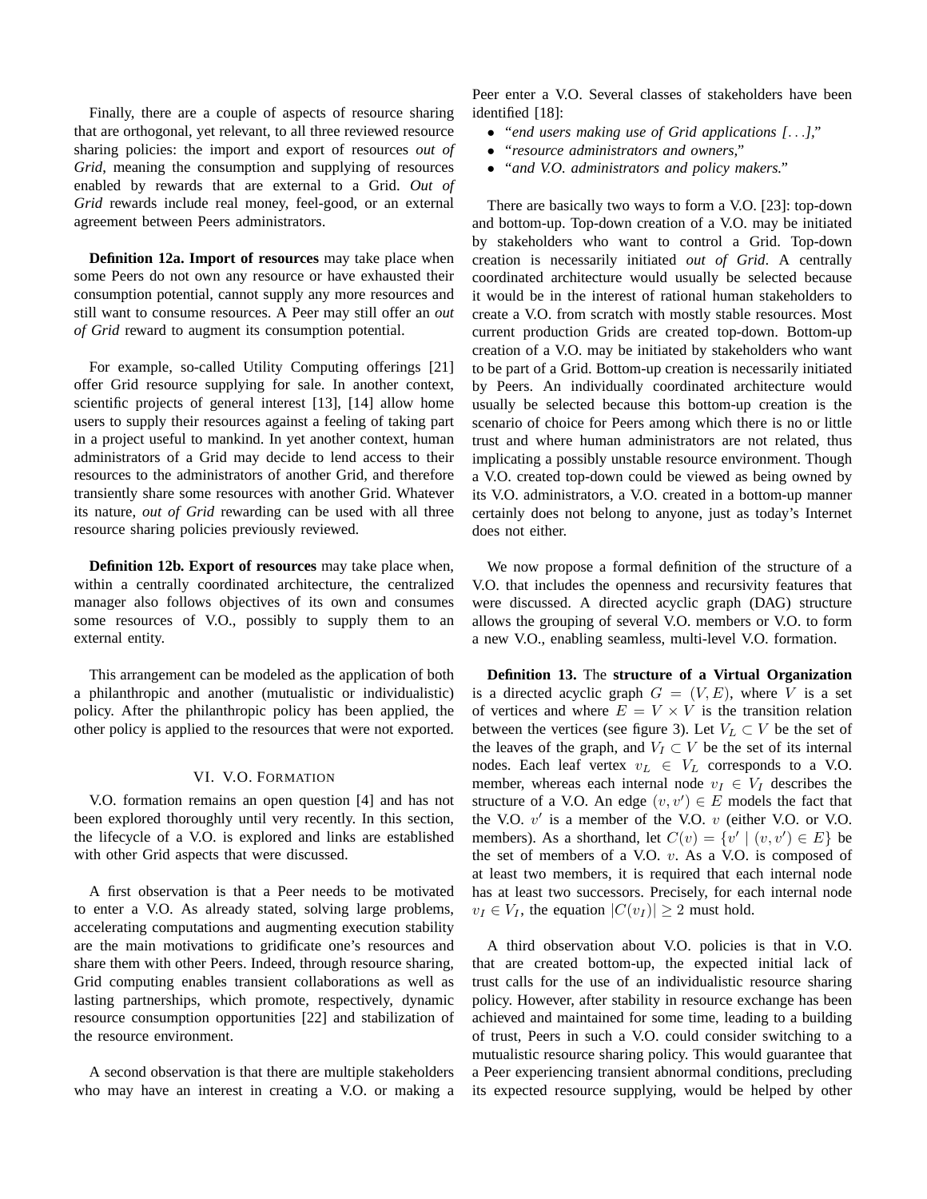Finally, there are a couple of aspects of resource sharing that are orthogonal, yet relevant, to all three reviewed resource sharing policies: the import and export of resources *out of Grid*, meaning the consumption and supplying of resources enabled by rewards that are external to a Grid. *Out of Grid* rewards include real money, feel-good, or an external agreement between Peers administrators.

**Definition 12a. Import of resources** may take place when some Peers do not own any resource or have exhausted their consumption potential, cannot supply any more resources and still want to consume resources. A Peer may still offer an *out of Grid* reward to augment its consumption potential.

For example, so-called Utility Computing offerings [21] offer Grid resource supplying for sale. In another context, scientific projects of general interest [13], [14] allow home users to supply their resources against a feeling of taking part in a project useful to mankind. In yet another context, human administrators of a Grid may decide to lend access to their resources to the administrators of another Grid, and therefore transiently share some resources with another Grid. Whatever its nature, *out of Grid* rewarding can be used with all three resource sharing policies previously reviewed.

**Definition 12b. Export of resources** may take place when, within a centrally coordinated architecture, the centralized manager also follows objectives of its own and consumes some resources of V.O., possibly to supply them to an external entity.

This arrangement can be modeled as the application of both a philanthropic and another (mutualistic or individualistic) policy. After the philanthropic policy has been applied, the other policy is applied to the resources that were not exported.

## VI. V.O. Formation

V.O. formation remains an open question [4] and has not been explored thoroughly until very recently. In this section, the lifecycle of a V.O. is explored and links are established with other Grid aspects that were discussed.

A first observation is that a Peer needs to be motivated to enter a V.O. As already stated, solving large problems, accelerating computations and augmenting execution stability are the main motivations to gridificate one's resources and share them with other Peers. Indeed, through resource sharing, Grid computing enables transient collaborations as well as lasting partnerships, which promote, respectively, dynamic resource consumption opportunities [22] and stabilization of the resource environment.

A second observation is that there are multiple stakeholders who may have an interest in creating a V.O. or making a Peer enter a V.O. Several classes of stakeholders have been identified [18]:

- "*end users making use of Grid applications [...],*"
- "*resource administrators and owners,*"
- "*and V.O. administrators and policy makers.*"

There are basically two ways to form a V.O. [23]: top-down and bottom-up. Top-down creation of a V.O. may be initiated by stakeholders who want to control a Grid. Top-down creation is necessarily initiated *out of Grid*. A centrally coordinated architecture would usually be selected because it would be in the interest of rational human stakeholders to create a V.O. from scratch with mostly stable resources. Most current production Grids are created top-down. Bottom-up creation of a V.O. may be initiated by stakeholders who want to be part of a Grid. Bottom-up creation is necessarily initiated by Peers. An individually coordinated architecture would usually be selected because this bottom-up creation is the scenario of choice for Peers among which there is no or little trust and where human administrators are not related, thus implicating a possibly unstable resource environment. Though a V.O. created top-down could be viewed as being owned by its V.O. administrators, a V.O. created in a bottom-up manner certainly does not belong to anyone, just as today's Internet does not either.

We now propose a formal definition of the structure of a V.O. that includes the openness and recursivity features that were discussed. A directed acyclic graph (DAG) structure allows the grouping of several V.O. members or V.O. to form a new V.O., enabling seamless, multi-level V.O. formation.

**Definition 13.** The **structure of a Virtual Organization** is a directed acyclic graph $G = (V, E)$, where $V$ is a set of vertices and where $E = V \times V$ is the transition relation between the vertices (see figure 3). Let $V_L \subset V$ be the set of the leaves of the graph, and $V_I \subset V$ be the set of its internal nodes. Each leaf vertex $v_L \in V_L$ corresponds to a V.O. member, whereas each internal node $v_I \in V_I$ describes the structure of a V.O. An edge $(v, v') \in E$ models the fact that the V.O. $v'$ is a member of the V.O. $v$ (either V.O. or V.O. members). As a shorthand, let $C(v) = \{v' \mid (v, v') \in E\}$ be the set of members of a V.O. $v$. As a V.O. is composed of at least two members, it is required that each internal node has at least two successors. Precisely, for each internal node $v_I \in V_I$, the equation $|C(v_I)| \geq 2$ must hold.

A third observation about V.O. policies is that in V.O. that are created bottom-up, the expected initial lack of trust calls for the use of an individualistic resource sharing policy. However, after stability in resource exchange has been achieved and maintained for some time, leading to a building of trust, Peers in such a V.O. could consider switching to a mutualistic resource sharing policy. This would guarantee that a Peer experiencing transient abnormal conditions, precluding its expected resource supplying, would be helped by other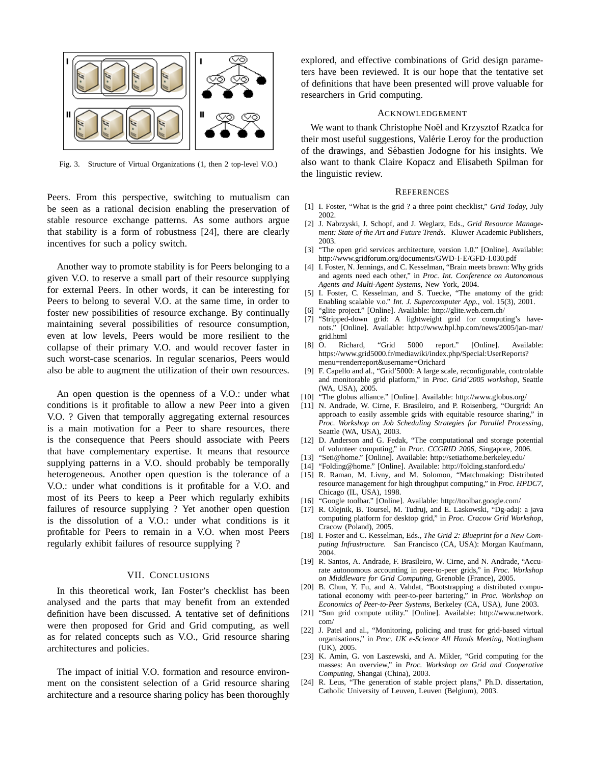I

II

I

II

Fig. 3. Structure of Virtual Organizations (1, then 2 top-level V.O.)

Peers. From this perspective, switching to mutualism can be seen as a rational decision enabling the preservation of stable resource exchange patterns. As some authors argue that stability is a form of robustness [24], there are clearly incentives for such a policy switch.

Another way to promote stability is for Peers belonging to a given V.O. to reserve a small part of their resource supplying for external Peers. In other words, it can be interesting for Peers to belong to several V.O. at the same time, in order to foster new possibilities of resource exchange. By continually maintaining several possibilities of resource consumption, even at low levels, Peers would be more resilient to the collapse of their primary V.O. and would recover faster in such worst-case scenarios. In regular scenarios, Peers would also be able to augment the utilization of their own resources.

An open question is the openness of a V.O.: under what conditions is it profitable to allow a new Peer into a given V.O. ? Given that temporally aggregating external resources is a main motivation for a Peer to share resources, there is the consequence that Peers should associate with Peers that have complementary expertise. It means that resource supplying patterns in a V.O. should probably be temporally heterogeneous. Another open question is the tolerance of a V.O.: under what conditions is it profitable for a V.O. and most of its Peers to keep a Peer which regularly exhibits failures of resource supplying ? Yet another open question is the dissolution of a V.O.: under what conditions is it profitable for Peers to remain in a V.O. when most Peers regularly exhibit failures of resource supplying ?

## VII. Conclusions

In this theoretical work, Ian Foster's checklist has been analysed and the parts that may benefit from an extended definition have been discussed. A tentative set of definitions were then proposed for Grid and Grid computing, as well as for related concepts such as V.O., Grid resource sharing architectures and policies.

The impact of initial V.O. formation and resource environment on the consistent selection of a Grid resource sharing architecture and a resource sharing policy has been thoroughly explored, and effective combinations of Grid design parameters have been reviewed. It is our hope that the tentative set of definitions that have been presented will prove valuable for researchers in Grid computing.

## Acknowledgement

We want to thank Christophe Noël and Krzysztof Rzadca for their most useful suggestions, Valérie Leroy for the production of the drawings, and Sébastien Jodogne for his insights. We also want to thank Claire Kopacz and Elisabeth Spilman for the linguistic review.

## References

[1] I. Foster, "What is the grid ? a three point checklist," *Grid Today*, July 2002.

[2] J. Nabrzyski, J. Schopf, and J. Weglarz, Eds., *Grid Resource Management: State of the Art and Future Trends*. Kluwer Academic Publishers, 2003.

[3] "The open grid services architecture, version 1.0." [Online]. Available: http://www.gridforum.org/documents/GWD-I-E/GFD-I.030.pdf

[4] I. Foster, N. Jennings, and C. Kesselman, "Brain meets brawn: Why grids and agents need each other," in *Proc. Int. Conference on Autonomous Agents and Multi-Agent Systems*, New York, 2004.

[5] I. Foster, C. Kesselman, and S. Tuecke, "The anatomy of the grid: Enabling scalable v.o." *Int. J. Supercomputer App.*, vol. 15(3), 2001.

[6] "glite project." [Online]. Available: http://glite.web.cern.ch/

[7] "Stripped-down grid: A lightweight grid for computing's have-nots." [Online]. Available: http://www.hpl.hp.com/news/2005/jan-mar/grid.html

[8] O. Richard, "Grid 5000 report." [Online]. Available: https://www.grid5000.fr/mediawiki/index.php/Special:UserReports?menu=renderreport&username=Orichard

[9] F. Capello and al., "Grid'5000: A large scale, reconfigurable, controlable and monitorable grid platform," in *Proc. Grid'2005 workshop*, Seattle (WA, USA), 2005.

[10] "The globus alliance." [Online]. Available: http://www.globus.org/

[11] N. Andrade, W. Cirne, F. Brasileiro, and P. Roisenberg, "Ourgrid: An approach to easily assemble grids with equitable resource sharing," in *Proc. Workshop on Job Scheduling Strategies for Parallel Processing*, Seattle (WA, USA), 2003.

[12] D. Anderson and G. Fedak, "The computational and storage potential of volunteer computing," in *Proc. CCGRID 2006*, Singapore, 2006.

[13] "Seti@home." [Online]. Available: http://setiathome.berkeley.edu/

[14] "Folding@home." [Online]. Available: http://folding.stanford.edu/

[15] R. Raman, M. Livny, and M. Solomon, "Matchmaking: Distributed resource management for high throughput computing," in *Proc. HPDC7*, Chicago (IL, USA), 1998.

[16] "Google toolbar." [Online]. Available: http://toolbar.google.com/

[17] R. Olejnik, B. Toursel, M. Tudruj, and E. Laskowski, "Dg-adaj: a java computing platform for desktop grid," in *Proc. Cracow Grid Workshop*, Cracow (Poland), 2005.

[18] I. Foster and C. Kesselman, Eds., *The Grid 2: Blueprint for a New Computing Infrastructure*. San Francisco (CA, USA): Morgan Kaufmann, 2004.

[19] R. Santos, A. Andrade, F. Brasileiro, W. Cirne, and N. Andrade, "Accurate autonomous accounting in peer-to-peer grids," in *Proc. Workshop on Middleware for Grid Computing*, Grenoble (France), 2005.

[20] B. Chun, Y. Fu, and A. Vahdat, "Bootstrapping a distributed computational economy with peer-to-peer bartering," in *Proc. Workshop on Economics of Peer-to-Peer Systems*, Berkeley (CA, USA), June 2003.

[21] "Sun grid compute utility." [Online]. Available: http://www.network.com/

[22] J. Patel and al., "Monitoring, policing and trust for grid-based virtual organisations," in *Proc. UK e-Science All Hands Meeting*, Nottingham (UK), 2005.

[23] K. Amin, G. von Laszewski, and A. Mikler, "Grid computing for the masses: An overview," in *Proc. Workshop on Grid and Cooperative Computing*, Shangai (China), 2003.

[24] R. Leus, "The generation of stable project plans," Ph.D. dissertation, Catholic University of Leuven, Leuven (Belgium), 2003.